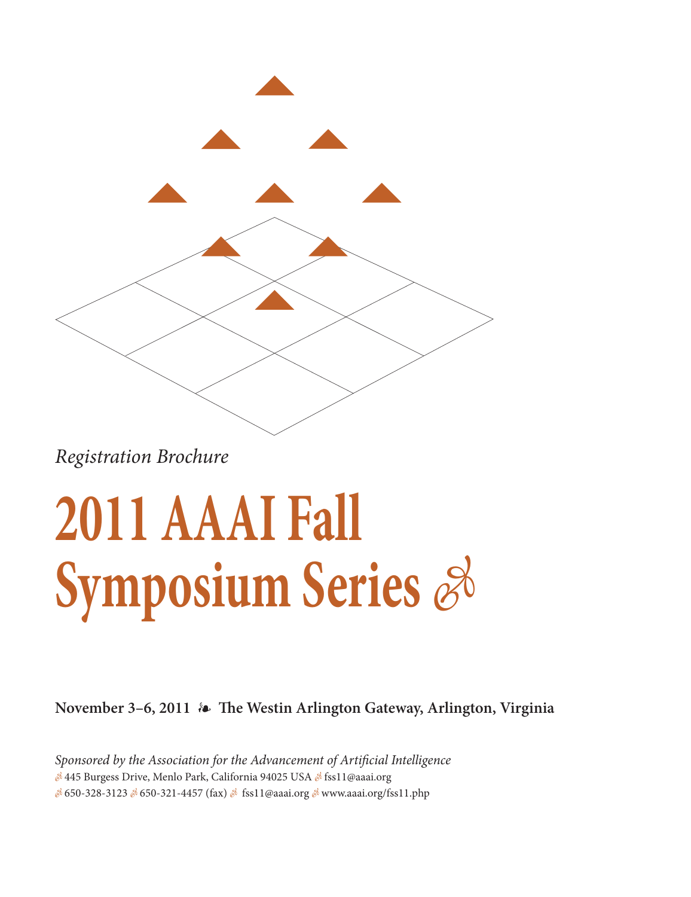*Registration Brochure*

# 2011 AAAI Fall Symposium Series

**November 3–6, 2011 ❧ The Westin Arlington Gateway, Arlington, Virginia**

*Sponsored by the Association for the Advancement of Artificial Intelligence*

445 Burgess Drive, Menlo Park, California 94025 USA · fss11@aaai.org

650-328-3123 · 650-321-4457 (fax) · fss11@aaai.org · www.aaai.org/fss11.php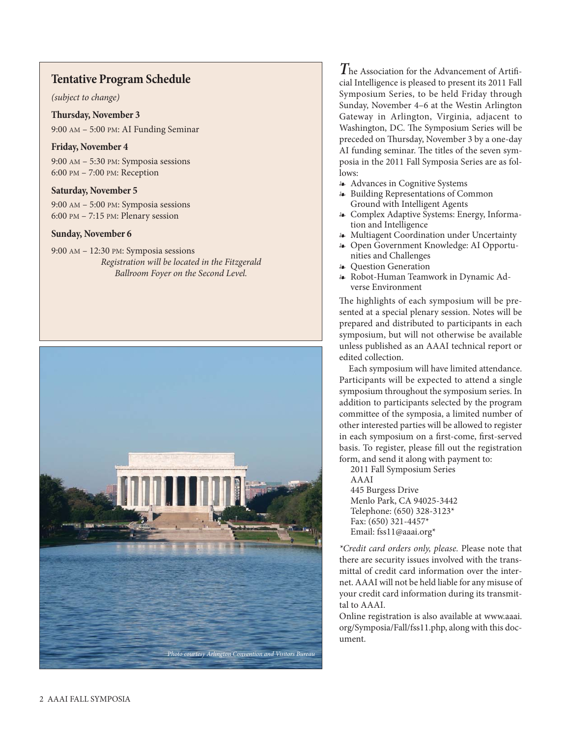## Tentative Program Schedule

*(subject to change)*

**Thursday, November 3**

9:00 AM – 5:00 PM: AI Funding Seminar

**Friday, November 4**

9:00 AM – 5:30 PM: Symposia sessions
6:00 PM – 7:00 PM: Reception

**Saturday, November 5**

9:00 AM – 5:00 PM: Symposia sessions
6:00 PM – 7:15 PM: Plenary session

**Sunday, November 6**

9:00 AM – 12:30 PM: Symposia sessions

*Registration will be located in the Fitzgerald Ballroom Foyer on the Second Level.*

*Photo courtesy Arlington Convention and Visitors Bureau*

The Association for the Advancement of Artificial Intelligence is pleased to present its 2011 Fall Symposium Series, to be held Friday through Sunday, November 4–6 at the Westin Arlington Gateway in Arlington, Virginia, adjacent to Washington, DC. The Symposium Series will be preceded on Thursday, November 3 by a one-day AI funding seminar. The titles of the seven symposia in the 2011 Fall Symposia Series are as follows:

- Advances in Cognitive Systems
- Building Representations of Common Ground with Intelligent Agents
- Complex Adaptive Systems: Energy, Information and Intelligence
- Multiagent Coordination under Uncertainty
- Open Government Knowledge: AI Opportunities and Challenges
- Question Generation
- Robot-Human Teamwork in Dynamic Adverse Environment

The highlights of each symposium will be presented at a special plenary session. Notes will be prepared and distributed to participants in each symposium, but will not otherwise be available unless published as an AAAI technical report or edited collection.

Each symposium will have limited attendance. Participants will be expected to attend a single symposium throughout the symposium series. In addition to participants selected by the program committee of the symposia, a limited number of other interested parties will be allowed to register in each symposium on a first-come, first-served basis. To register, please fill out the registration form, and send it along with payment to:

2011 Fall Symposium Series
AAAI
445 Burgess Drive
Menlo Park, CA 94025-3442
Telephone: (650) 328-3123*
Fax: (650) 321-4457*
Email: fss11@aaai.org*

*\*Credit card orders only, please.* Please note that there are security issues involved with the transmittal of credit card information over the internet. AAAI will not be held liable for any misuse of your credit card information during its transmittal to AAAI.

Online registration is also available at www.aaai.org/Symposia/Fall/fss11.php, along with this document.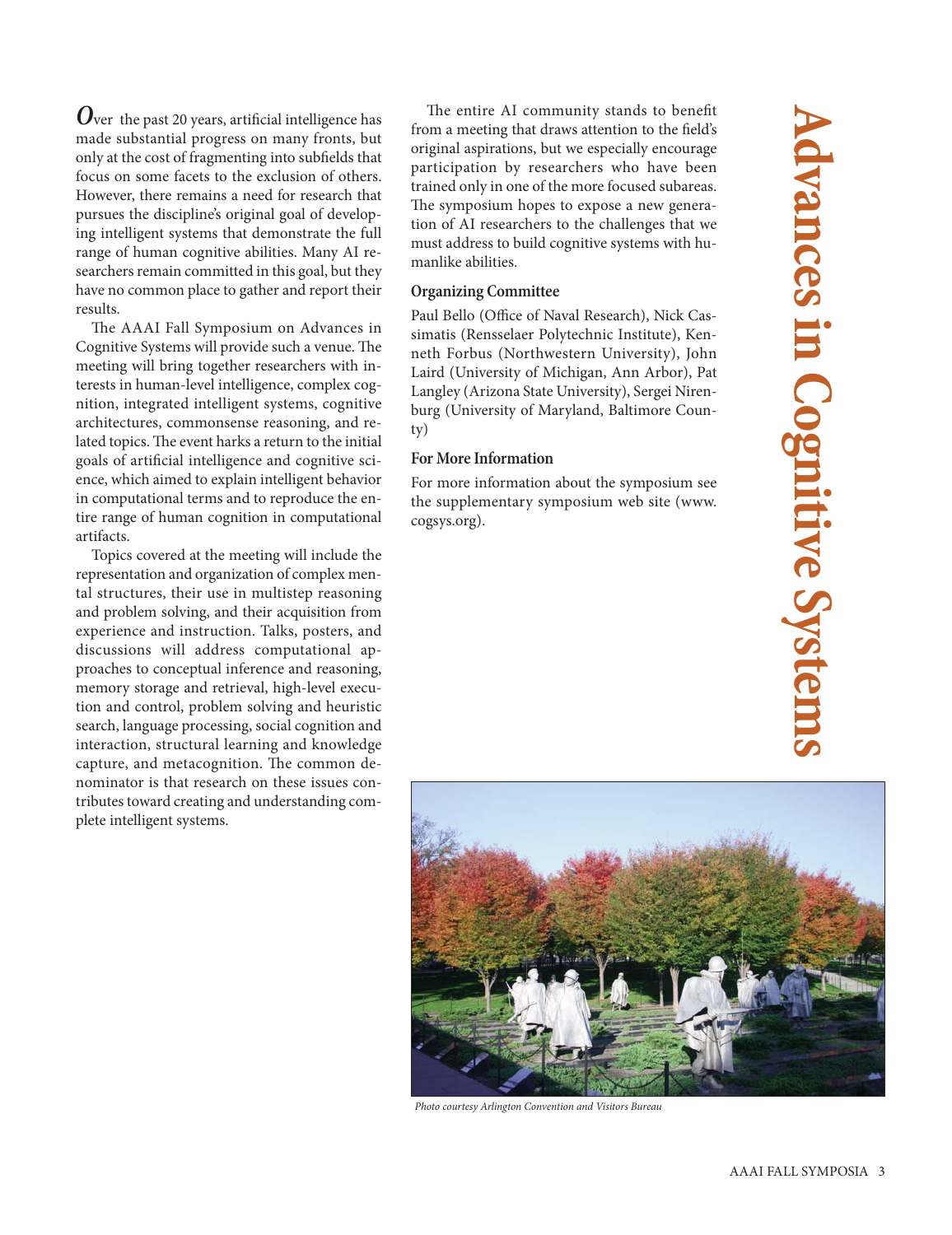# Advances in Cognitive Systems

Over the past 20 years, artificial intelligence has made substantial progress on many fronts, but only at the cost of fragmenting into subfields that focus on some facets to the exclusion of others. However, there remains a need for research that pursues the discipline's original goal of developing intelligent systems that demonstrate the full range of human cognitive abilities. Many AI researchers remain committed in this goal, but they have no common place to gather and report their results.

The AAAI Fall Symposium on Advances in Cognitive Systems will provide such a venue. The meeting will bring together researchers with interests in human-level intelligence, complex cognition, integrated intelligent systems, cognitive architectures, commonsense reasoning, and related topics. The event harks a return to the initial goals of artificial intelligence and cognitive science, which aimed to explain intelligent behavior in computational terms and to reproduce the entire range of human cognition in computational artifacts.

Topics covered at the meeting will include the representation and organization of complex mental structures, their use in multistep reasoning and problem solving, and their acquisition from experience and instruction. Talks, posters, and discussions will address computational approaches to conceptual inference and reasoning, memory storage and retrieval, high-level execution and control, problem solving and heuristic search, language processing, social cognition and interaction, structural learning and knowledge capture, and metacognition. The common denominator is that research on these issues contributes toward creating and understanding complete intelligent systems.

The entire AI community stands to benefit from a meeting that draws attention to the field's original aspirations, but we especially encourage participation by researchers who have been trained only in one of the more focused subareas. The symposium hopes to expose a new generation of AI researchers to the challenges that we must address to build cognitive systems with humanlike abilities.

### Organizing Committee

Paul Bello (Office of Naval Research), Nick Cassimatis (Rensselaer Polytechnic Institute), Kenneth Forbus (Northwestern University), John Laird (University of Michigan, Ann Arbor), Pat Langley (Arizona State University), Sergei Nirenburg (University of Maryland, Baltimore County)

### For More Information

For more information about the symposium see the supplementary symposium web site (www.cogsys.org).

*Photo courtesy Arlington Convention and Visitors Bureau*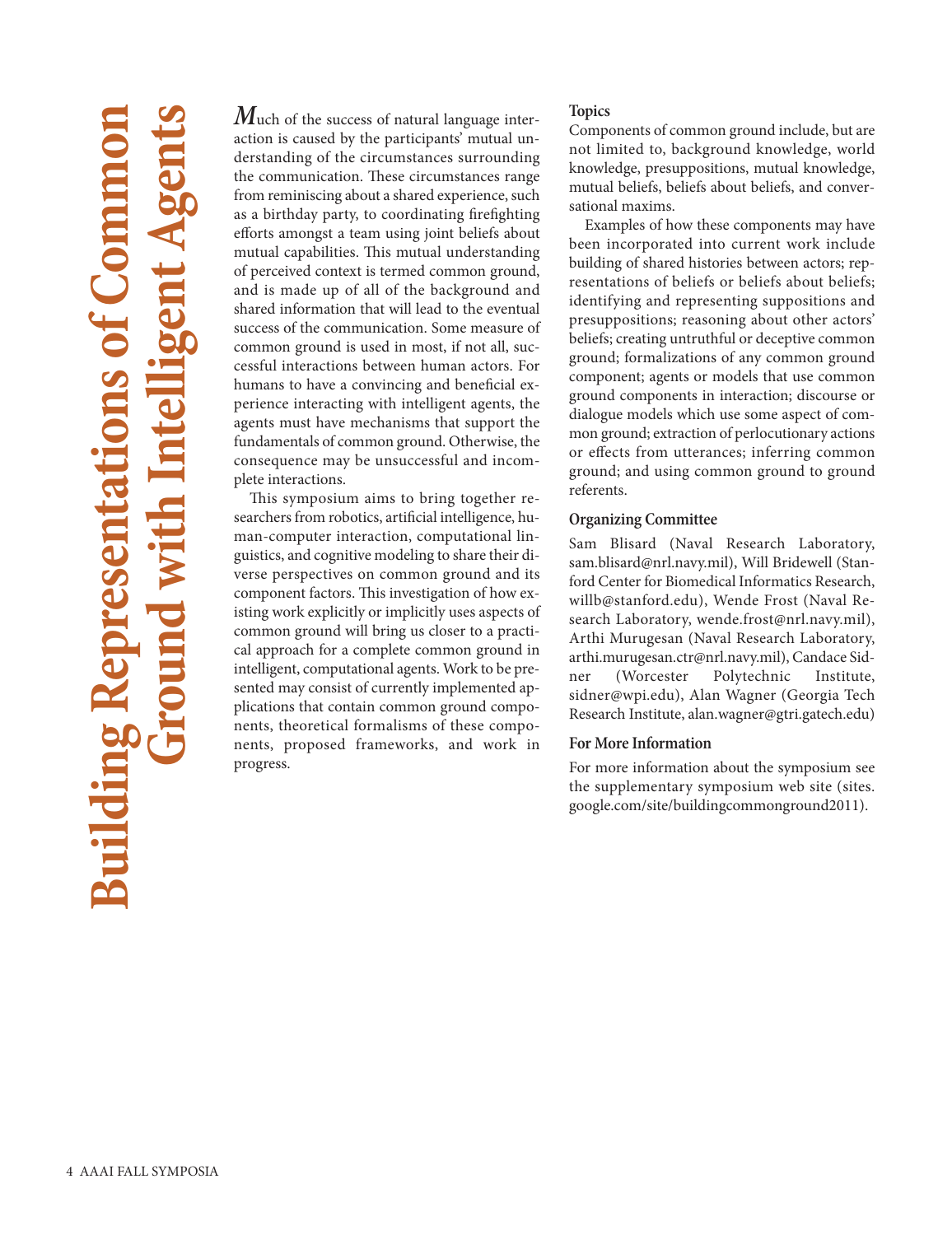# Building Representations of Common Ground with Intelligent Agents

*M*uch of the success of natural language interaction is caused by the participants' mutual understanding of the circumstances surrounding the communication. These circumstances range from reminiscing about a shared experience, such as a birthday party, to coordinating firefighting efforts amongst a team using joint beliefs about mutual capabilities. This mutual understanding of perceived context is termed common ground, and is made up of all of the background and shared information that will lead to the eventual success of the communication. Some measure of common ground is used in most, if not all, successful interactions between human actors. For humans to have a convincing and beneficial experience interacting with intelligent agents, the agents must have mechanisms that support the fundamentals of common ground. Otherwise, the consequence may be unsuccessful and incomplete interactions.

This symposium aims to bring together researchers from robotics, artificial intelligence, human-computer interaction, computational linguistics, and cognitive modeling to share their diverse perspectives on common ground and its component factors. This investigation of how existing work explicitly or implicitly uses aspects of common ground will bring us closer to a practical approach for a complete common ground in intelligent, computational agents. Work to be presented may consist of currently implemented applications that contain common ground components, theoretical formalisms of these components, proposed frameworks, and work in progress.

## Topics

Components of common ground include, but are not limited to, background knowledge, world knowledge, presuppositions, mutual knowledge, mutual beliefs, beliefs about beliefs, and conversational maxims.

Examples of how these components may have been incorporated into current work include building of shared histories between actors; representations of beliefs or beliefs about beliefs; identifying and representing suppositions and presuppositions; reasoning about other actors' beliefs; creating untruthful or deceptive common ground; formalizations of any common ground component; agents or models that use common ground components in interaction; discourse or dialogue models which use some aspect of common ground; extraction of perlocutionary actions or effects from utterances; inferring common ground; and using common ground to ground referents.

## Organizing Committee

Sam Blisard (Naval Research Laboratory, sam.blisard@nrl.navy.mil), Will Bridewell (Stanford Center for Biomedical Informatics Research, willb@stanford.edu), Wende Frost (Naval Research Laboratory, wende.frost@nrl.navy.mil), Arthi Murugesan (Naval Research Laboratory, arthi.murugesan.ctr@nrl.navy.mil), Candace Sidner (Worcester Polytechnic Institute, sidner@wpi.edu), Alan Wagner (Georgia Tech Research Institute, alan.wagner@gtri.gatech.edu)

## For More Information

For more information about the symposium see the supplementary symposium web site (sites.google.com/site/buildingcommonground2011).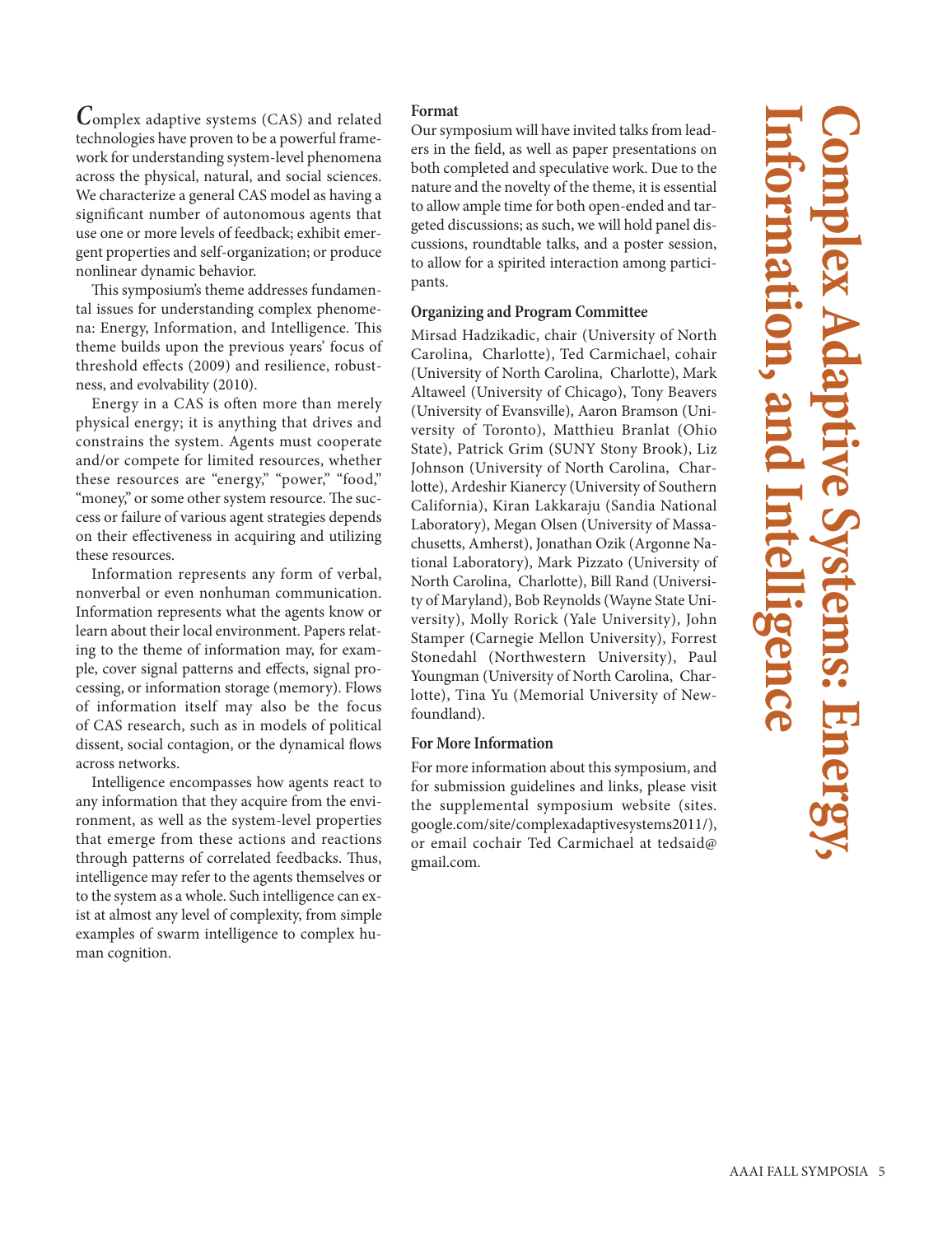# Complex Adaptive Systems: Energy, Information, and Intelligence

Complex adaptive systems (CAS) and related technologies have proven to be a powerful framework for understanding system-level phenomena across the physical, natural, and social sciences. We characterize a general CAS model as having a significant number of autonomous agents that use one or more levels of feedback; exhibit emergent properties and self-organization; or produce nonlinear dynamic behavior.

This symposium's theme addresses fundamental issues for understanding complex phenomena: Energy, Information, and Intelligence. This theme builds upon the previous years' focus of threshold effects (2009) and resilience, robustness, and evolvability (2010).

Energy in a CAS is often more than merely physical energy; it is anything that drives and constrains the system. Agents must cooperate and/or compete for limited resources, whether these resources are "energy," "power," "food," "money," or some other system resource. The success or failure of various agent strategies depends on their effectiveness in acquiring and utilizing these resources.

Information represents any form of verbal, nonverbal or even nonhuman communication. Information represents what the agents know or learn about their local environment. Papers relating to the theme of information may, for example, cover signal patterns and effects, signal processing, or information storage (memory). Flows of information itself may also be the focus of CAS research, such as in models of political dissent, social contagion, or the dynamical flows across networks.

Intelligence encompasses how agents react to any information that they acquire from the environment, as well as the system-level properties that emerge from these actions and reactions through patterns of correlated feedbacks. Thus, intelligence may refer to the agents themselves or to the system as a whole. Such intelligence can exist at almost any level of complexity, from simple examples of swarm intelligence to complex human cognition.

### Format

Our symposium will have invited talks from leaders in the field, as well as paper presentations on both completed and speculative work. Due to the nature and the novelty of the theme, it is essential to allow ample time for both open-ended and targeted discussions; as such, we will hold panel discussions, roundtable talks, and a poster session, to allow for a spirited interaction among participants.

### Organizing and Program Committee

Mirsad Hadzikadic, chair (University of North Carolina, Charlotte), Ted Carmichael, cohair (University of North Carolina, Charlotte), Mark Altaweel (University of Chicago), Tony Beavers (University of Evansville), Aaron Bramson (University of Toronto), Matthieu Branlat (Ohio State), Patrick Grim (SUNY Stony Brook), Liz Johnson (University of North Carolina, Charlotte), Ardeshir Kianercy (University of Southern California), Kiran Lakkaraju (Sandia National Laboratory), Megan Olsen (University of Massachusetts, Amherst), Jonathan Ozik (Argonne National Laboratory), Mark Pizzato (University of North Carolina, Charlotte), Bill Rand (University of Maryland), Bob Reynolds (Wayne State University), Molly Rorick (Yale University), John Stamper (Carnegie Mellon University), Forrest Stonedahl (Northwestern University), Paul Youngman (University of North Carolina, Charlotte), Tina Yu (Memorial University of Newfoundland).

### For More Information

For more information about this symposium, and for submission guidelines and links, please visit the supplemental symposium website (sites.google.com/site/complexadaptivesystems2011/), or email cochair Ted Carmichael at tedsaid@gmail.com.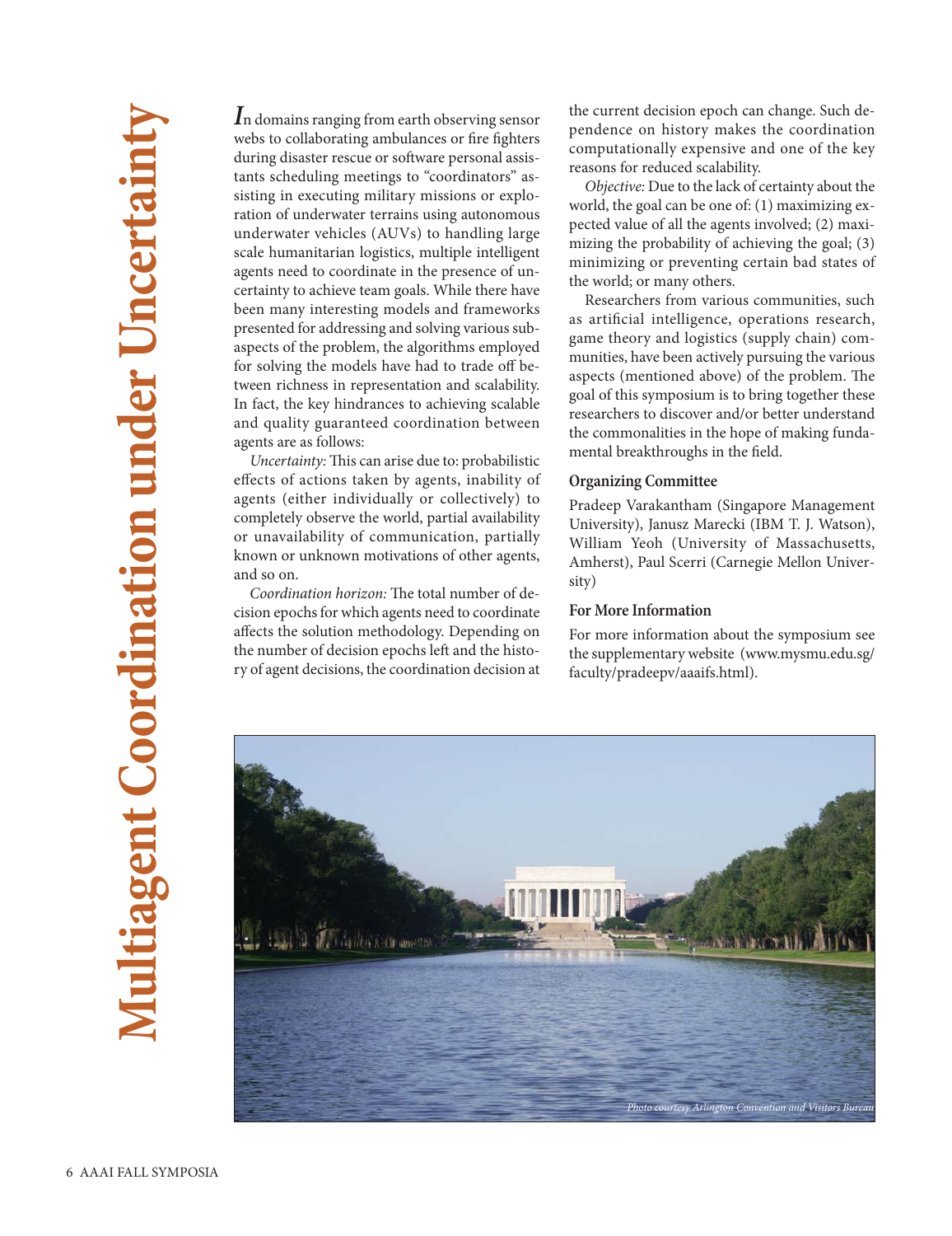# Multiagent Coordination under Uncertainty

In domains ranging from earth observing sensor webs to collaborating ambulances or fire fighters during disaster rescue or software personal assistants scheduling meetings to "coordinators" assisting in executing military missions or exploration of underwater terrains using autonomous underwater vehicles (AUVs) to handling large scale humanitarian logistics, multiple intelligent agents need to coordinate in the presence of uncertainty to achieve team goals. While there have been many interesting models and frameworks presented for addressing and solving various subaspects of the problem, the algorithms employed for solving the models have had to trade off between richness in representation and scalability. In fact, the key hindrances to achieving scalable and quality guaranteed coordination between agents are as follows:

*Uncertainty:* This can arise due to: probabilistic effects of actions taken by agents, inability of agents (either individually or collectively) to completely observe the world, partial availability or unavailability of communication, partially known or unknown motivations of other agents, and so on.

*Coordination horizon:* The total number of decision epochs for which agents need to coordinate affects the solution methodology. Depending on the number of decision epochs left and the history of agent decisions, the coordination decision at the current decision epoch can change. Such dependence on history makes the coordination computationally expensive and one of the key reasons for reduced scalability.

*Objective:* Due to the lack of certainty about the world, the goal can be one of: (1) maximizing expected value of all the agents involved; (2) maximizing the probability of achieving the goal; (3) minimizing or preventing certain bad states of the world; or many others.

Researchers from various communities, such as artificial intelligence, operations research, game theory and logistics (supply chain) communities, have been actively pursuing the various aspects (mentioned above) of the problem. The goal of this symposium is to bring together these researchers to discover and/or better understand the commonalities in the hope of making fundamental breakthroughs in the field.

### Organizing Committee

Pradeep Varakantham (Singapore Management University), Janusz Marecki (IBM T. J. Watson), William Yeoh (University of Massachusetts, Amherst), Paul Scerri (Carnegie Mellon University)

### For More Information

For more information about the symposium see the supplementary website (www.mysmu.edu.sg/faculty/pradeepv/aaaifs.html).

*Photo courtesy Arlington Convention and Visitors Bureau*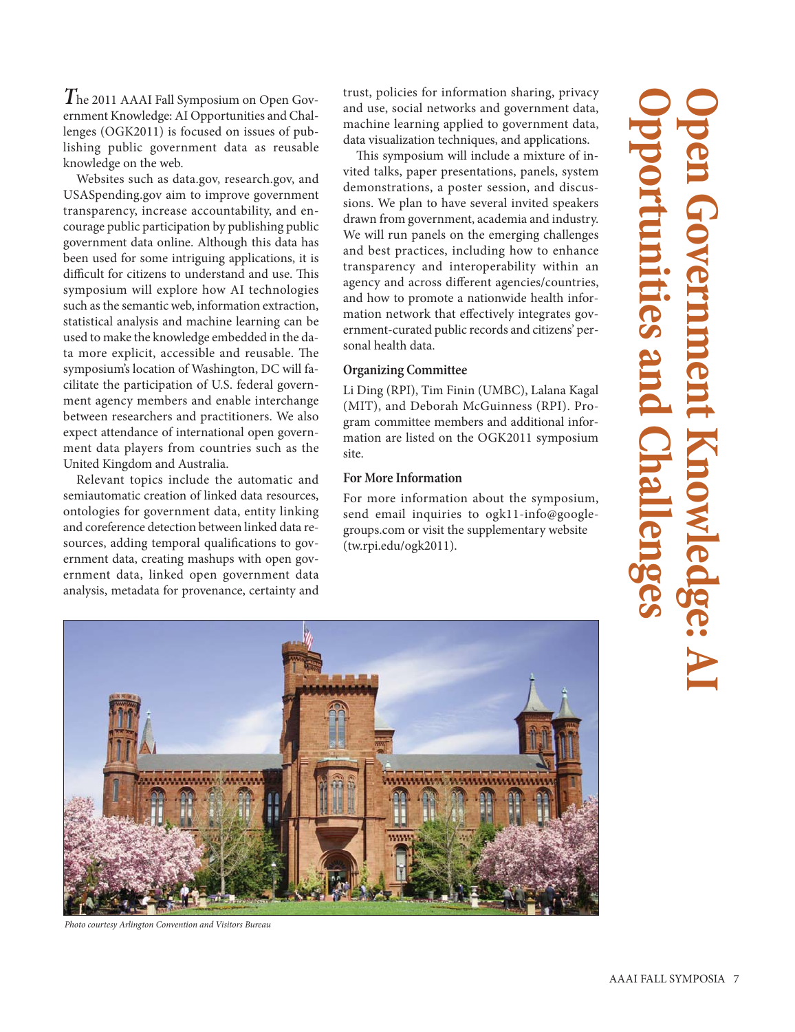# Open Government Knowledge: AI Opportunities and Challenges

The 2011 AAAI Fall Symposium on Open Government Knowledge: AI Opportunities and Challenges (OGK2011) is focused on issues of publishing public government data as reusable knowledge on the web.

Websites such as data.gov, research.gov, and USASpending.gov aim to improve government transparency, increase accountability, and encourage public participation by publishing public government data online. Although this data has been used for some intriguing applications, it is difficult for citizens to understand and use. This symposium will explore how AI technologies such as the semantic web, information extraction, statistical analysis and machine learning can be used to make the knowledge embedded in the data more explicit, accessible and reusable. The symposium's location of Washington, DC will facilitate the participation of U.S. federal government agency members and enable interchange between researchers and practitioners. We also expect attendance of international open government data players from countries such as the United Kingdom and Australia.

Relevant topics include the automatic and semiautomatic creation of linked data resources, ontologies for government data, entity linking and coreference detection between linked data resources, adding temporal qualifications to government data, creating mashups with open government data, linked open government data analysis, metadata for provenance, certainty and trust, policies for information sharing, privacy and use, social networks and government data, machine learning applied to government data, data visualization techniques, and applications.

This symposium will include a mixture of invited talks, paper presentations, panels, system demonstrations, a poster session, and discussions. We plan to have several invited speakers drawn from government, academia and industry. We will run panels on the emerging challenges and best practices, including how to enhance transparency and interoperability within an agency and across different agencies/countries, and how to promote a nationwide health information network that effectively integrates government-curated public records and citizens' personal health data.

## Organizing Committee

Li Ding (RPI), Tim Finin (UMBC), Lalana Kagal (MIT), and Deborah McGuinness (RPI). Program committee members and additional information are listed on the OGK2011 symposium site.

## For More Information

For more information about the symposium, send email inquiries to ogk11-info@googlegroups.com or visit the supplementary website (tw.rpi.edu/ogk2011).

*Photo courtesy Arlington Convention and Visitors Bureau*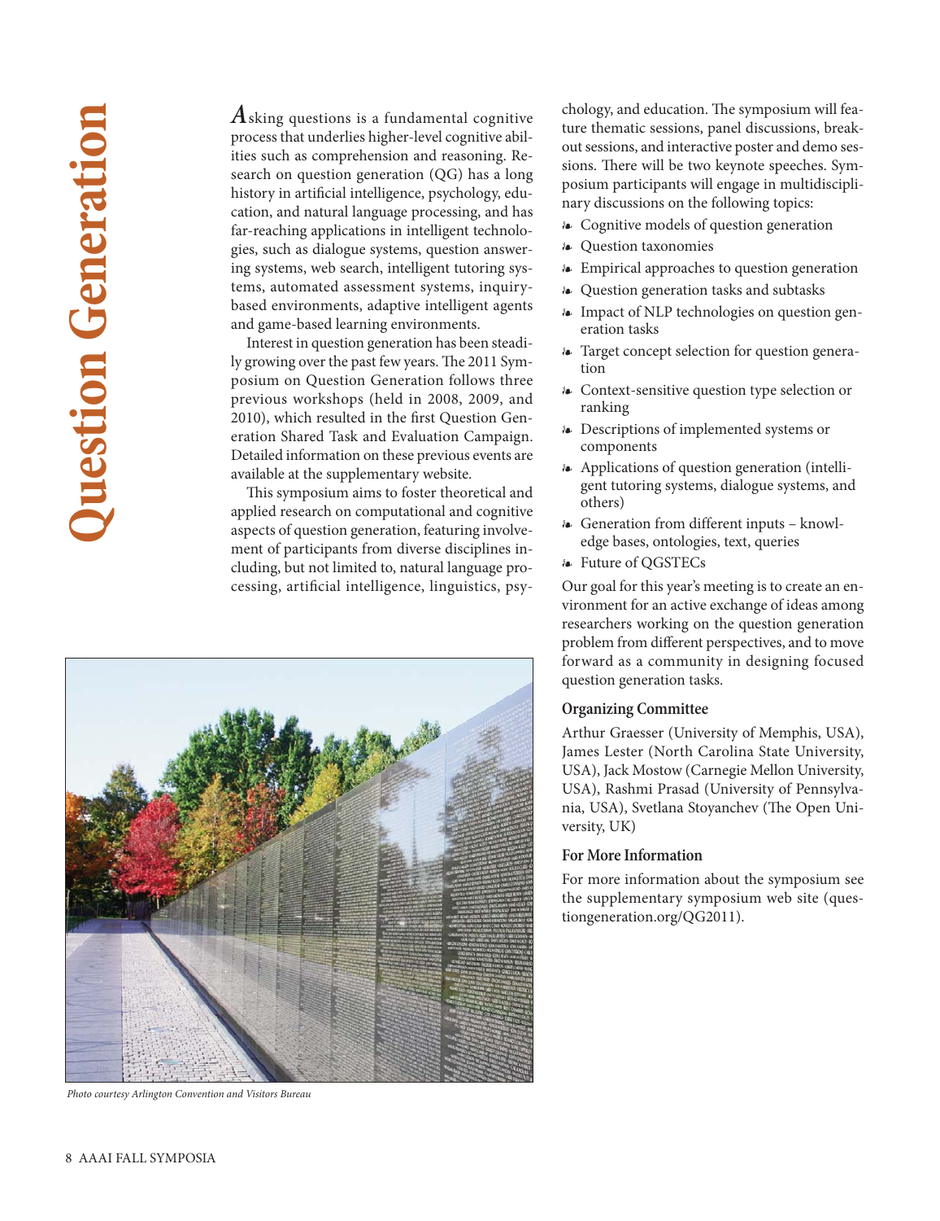# Question Generation

Asking questions is a fundamental cognitive process that underlies higher-level cognitive abilities such as comprehension and reasoning. Research on question generation (QG) has a long history in artificial intelligence, psychology, education, and natural language processing, and has far-reaching applications in intelligent technologies, such as dialogue systems, question answering systems, web search, intelligent tutoring systems, automated assessment systems, inquiry-based environments, adaptive intelligent agents and game-based learning environments.

Interest in question generation has been steadily growing over the past few years. The 2011 Symposium on Question Generation follows three previous workshops (held in 2008, 2009, and 2010), which resulted in the first Question Generation Shared Task and Evaluation Campaign. Detailed information on these previous events are available at the supplementary website.

This symposium aims to foster theoretical and applied research on computational and cognitive aspects of question generation, featuring involvement of participants from diverse disciplines including, but not limited to, natural language processing, artificial intelligence, linguistics, psychology, and education. The symposium will feature thematic sessions, panel discussions, breakout sessions, and interactive poster and demo sessions. There will be two keynote speeches. Symposium participants will engage in multidisciplinary discussions on the following topics:

- Cognitive models of question generation
- Question taxonomies
- Empirical approaches to question generation
- Question generation tasks and subtasks
- Impact of NLP technologies on question generation tasks
- Target concept selection for question generation
- Context-sensitive question type selection or ranking
- Descriptions of implemented systems or components
- Applications of question generation (intelligent tutoring systems, dialogue systems, and others)
- Generation from different inputs – knowledge bases, ontologies, text, queries
- Future of QGSTECs

Our goal for this year's meeting is to create an environment for an active exchange of ideas among researchers working on the question generation problem from different perspectives, and to move forward as a community in designing focused question generation tasks.

*Photo courtesy Arlington Convention and Visitors Bureau*

### Organizing Committee

Arthur Graesser (University of Memphis, USA), James Lester (North Carolina State University, USA), Jack Mostow (Carnegie Mellon University, USA), Rashmi Prasad (University of Pennsylvania, USA), Svetlana Stoyanchev (The Open University, UK)

### For More Information

For more information about the symposium see the supplementary symposium web site (questiongeneration.org/QG2011).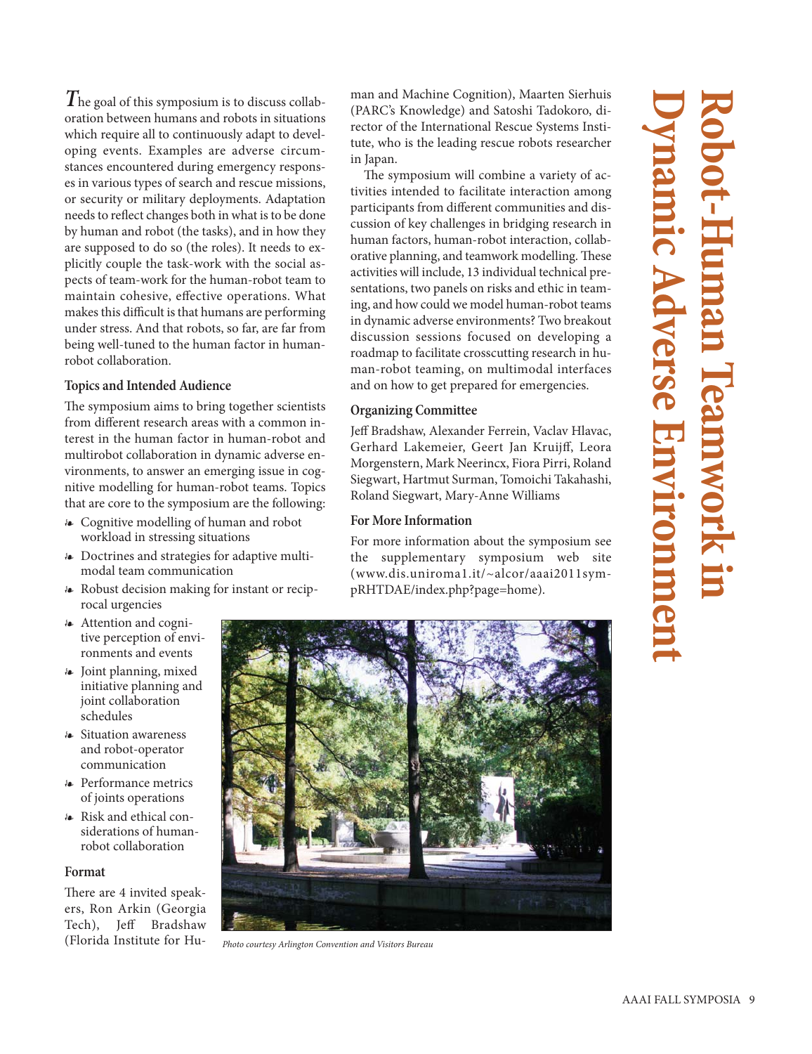# Robot-Human Teamwork in Dynamic Adverse Environment

The goal of this symposium is to discuss collaboration between humans and robots in situations which require all to continuously adapt to developing events. Examples are adverse circumstances encountered during emergency responses in various types of search and rescue missions, or security or military deployments. Adaptation needs to reflect changes both in what is to be done by human and robot (the tasks), and in how they are supposed to do so (the roles). It needs to explicitly couple the task-work with the social aspects of team-work for the human-robot team to maintain cohesive, effective operations. What makes this difficult is that humans are performing under stress. And that robots, so far, are far from being well-tuned to the human factor in human-robot collaboration.

### Topics and Intended Audience

The symposium aims to bring together scientists from different research areas with a common interest in the human factor in human-robot and multirobot collaboration in dynamic adverse environments, to answer an emerging issue in cognitive modelling for human-robot teams. Topics that are core to the symposium are the following:

- Cognitive modelling of human and robot workload in stressing situations
- Doctrines and strategies for adaptive multimodal team communication
- Robust decision making for instant or reciprocal urgencies
- Attention and cognitive perception of environments and events
- Joint planning, mixed initiative planning and joint collaboration schedules
- Situation awareness and robot-operator communication
- Performance metrics of joints operations
- Risk and ethical considerations of human-robot collaboration

### Format

There are 4 invited speakers, Ron Arkin (Georgia Tech), Jeff Bradshaw (Florida Institute for Human and Machine Cognition), Maarten Sierhuis (PARC's Knowledge) and Satoshi Tadokoro, director of the International Rescue Systems Institute, who is the leading rescue robots researcher in Japan.

The symposium will combine a variety of activities intended to facilitate interaction among participants from different communities and discussion of key challenges in bridging research in human factors, human-robot interaction, collaborative planning, and teamwork modelling. These activities will include, 13 individual technical presentations, two panels on risks and ethic in teaming, and how could we model human-robot teams in dynamic adverse environments? Two breakout discussion sessions focused on developing a roadmap to facilitate crosscutting research in human-robot teaming, on multimodal interfaces and on how to get prepared for emergencies.

### Organizing Committee

Jeff Bradshaw, Alexander Ferrein, Vaclav Hlavac, Gerhard Lakemeier, Geert Jan Kruijff, Leora Morgenstern, Mark Neerincx, Fiora Pirri, Roland Siegwart, Hartmut Surman, Tomoichi Takahashi, Roland Siegwart, Mary-Anne Williams

### For More Information

For more information about the symposium see the supplementary symposium web site (www.dis.uniroma1.it/~alcor/aaai2011sympRHTDAE/index.php?page=home).

*Photo courtesy Arlington Convention and Visitors Bureau*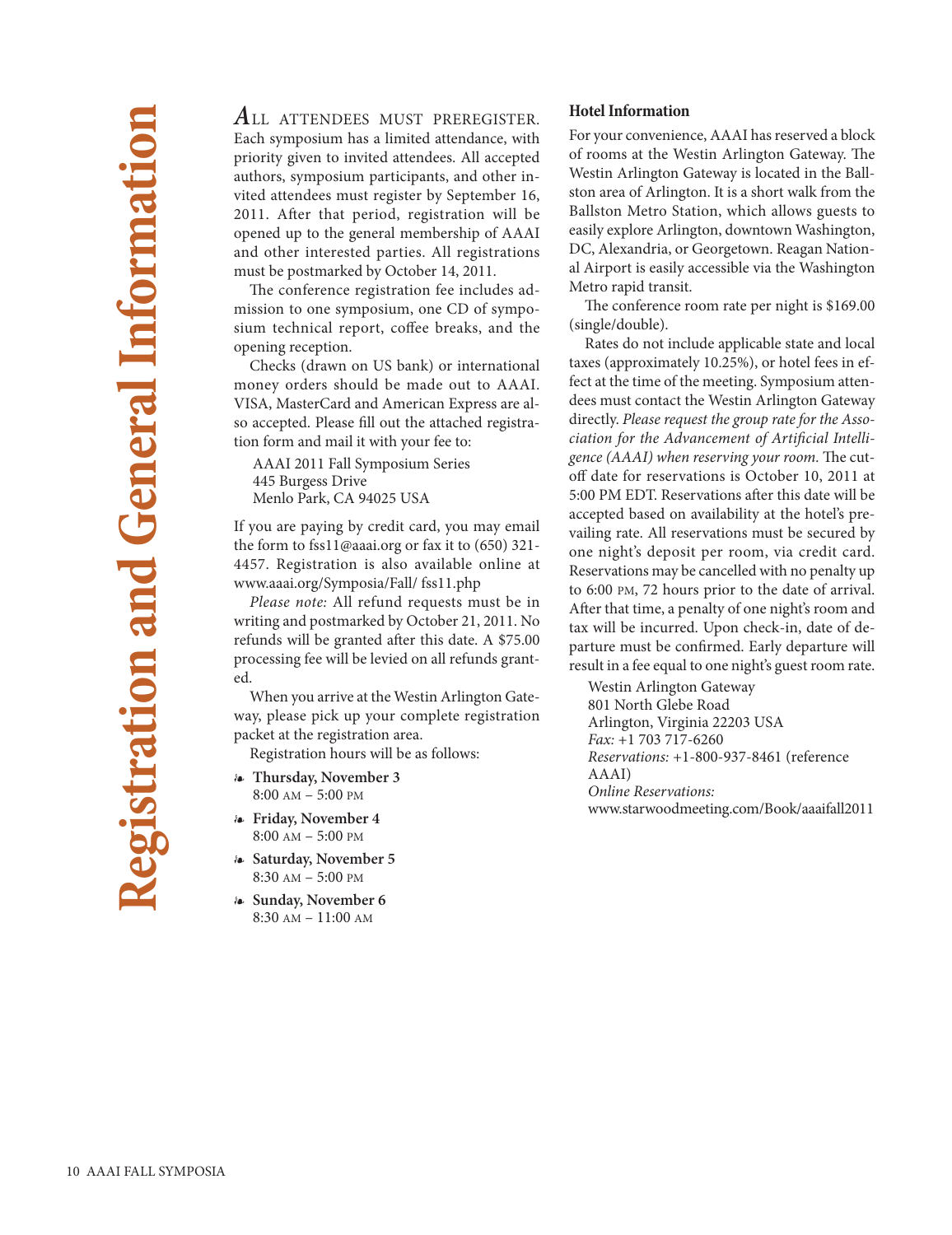# Registration and General Information

ALL ATTENDEES MUST PREREGISTER. Each symposium has a limited attendance, with priority given to invited attendees. All accepted authors, symposium participants, and other invited attendees must register by September 16, 2011. After that period, registration will be opened up to the general membership of AAAI and other interested parties. All registrations must be postmarked by October 14, 2011.

The conference registration fee includes admission to one symposium, one CD of symposium technical report, coffee breaks, and the opening reception.

Checks (drawn on US bank) or international money orders should be made out to AAAI. VISA, MasterCard and American Express are also accepted. Please fill out the attached registration form and mail it with your fee to:

AAAI 2011 Fall Symposium Series
445 Burgess Drive
Menlo Park, CA 94025 USA

If you are paying by credit card, you may email the form to fss11@aaai.org or fax it to (650) 321-4457. Registration is also available online at www.aaai.org/Symposia/Fall/ fss11.php

*Please note:* All refund requests must be in writing and postmarked by October 21, 2011. No refunds will be granted after this date. A $75.00 processing fee will be levied on all refunds granted.

When you arrive at the Westin Arlington Gateway, please pick up your complete registration packet at the registration area.

Registration hours will be as follows:

- **Thursday, November 3**
  8:00 AM – 5:00 PM
- **Friday, November 4**
  8:00 AM – 5:00 PM
- **Saturday, November 5**
  8:30 AM – 5:00 PM
- **Sunday, November 6**
  8:30 AM – 11:00 AM

## Hotel Information

For your convenience, AAAI has reserved a block of rooms at the Westin Arlington Gateway. The Westin Arlington Gateway is located in the Ballston area of Arlington. It is a short walk from the Ballston Metro Station, which allows guests to easily explore Arlington, downtown Washington, DC, Alexandria, or Georgetown. Reagan National Airport is easily accessible via the Washington Metro rapid transit.

The conference room rate per night is $169.00 (single/double).

Rates do not include applicable state and local taxes (approximately 10.25%), or hotel fees in effect at the time of the meeting. Symposium attendees must contact the Westin Arlington Gateway directly. *Please request the group rate for the Association for the Advancement of Artificial Intelligence (AAAI) when reserving your room.* The cutoff date for reservations is October 10, 2011 at 5:00 PM EDT. Reservations after this date will be accepted based on availability at the hotel's prevailing rate. All reservations must be secured by one night's deposit per room, via credit card. Reservations may be cancelled with no penalty up to 6:00 PM, 72 hours prior to the date of arrival. After that time, a penalty of one night's room and tax will be incurred. Upon check-in, date of departure must be confirmed. Early departure will result in a fee equal to one night's guest room rate.

Westin Arlington Gateway
801 North Glebe Road
Arlington, Virginia 22203 USA
*Fax:* +1 703 717-6260
*Reservations:* +1-800-937-8461 (reference AAAI)
*Online Reservations:*
www.starwoodmeeting.com/Book/aaaifall2011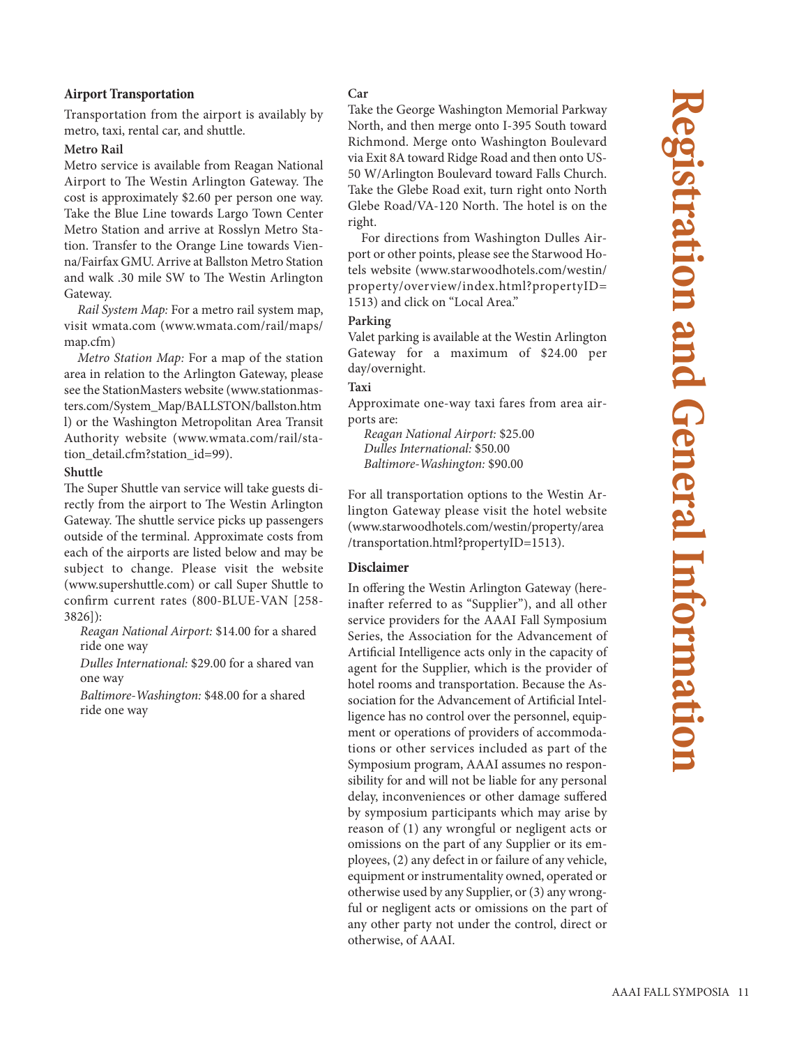# Registration and General Information

### Airport Transportation

Transportation from the airport is availably by metro, taxi, rental car, and shuttle.

#### Metro Rail

Metro service is available from Reagan National Airport to The Westin Arlington Gateway. The cost is approximately $2.60 per person one way. Take the Blue Line towards Largo Town Center Metro Station and arrive at Rosslyn Metro Station. Transfer to the Orange Line towards Vienna/Fairfax GMU. Arrive at Ballston Metro Station and walk .30 mile SW to The Westin Arlington Gateway.

*Rail System Map:* For a metro rail system map, visit wmata.com (www.wmata.com/rail/maps/map.cfm)

*Metro Station Map:* For a map of the station area in relation to the Arlington Gateway, please see the StationMasters website (www.stationmasters.com/System_Map/BALLSTON/ballston.html) or the Washington Metropolitan Area Transit Authority website (www.wmata.com/rail/station_detail.cfm?station_id=99).

#### Shuttle

The Super Shuttle van service will take guests directly from the airport to The Westin Arlington Gateway. The shuttle service picks up passengers outside of the terminal. Approximate costs from each of the airports are listed below and may be subject to change. Please visit the website (www.supershuttle.com) or call Super Shuttle to confirm current rates (800-BLUE-VAN [258-3826]):

*Reagan National Airport:* $14.00 for a shared ride one way
*Dulles International:* $29.00 for a shared van one way
*Baltimore-Washington:* $48.00 for a shared ride one way

#### Car

Take the George Washington Memorial Parkway North, and then merge onto I-395 South toward Richmond. Merge onto Washington Boulevard via Exit 8A toward Ridge Road and then onto US-50 W/Arlington Boulevard toward Falls Church. Take the Glebe Road exit, turn right onto North Glebe Road/VA-120 North. The hotel is on the right.

For directions from Washington Dulles Airport or other points, please see the Starwood Hotels website (www.starwoodhotels.com/westin/property/overview/index.html?propertyID=1513) and click on "Local Area."

#### Parking

Valet parking is available at the Westin Arlington Gateway for a maximum of $24.00 per day/overnight.

#### Taxi

Approximate one-way taxi fares from area airports are:

*Reagan National Airport:* $25.00
*Dulles International:* $50.00
*Baltimore-Washington:* $90.00

For all transportation options to the Westin Arlington Gateway please visit the hotel website (www.starwoodhotels.com/westin/property/area/transportation.html?propertyID=1513).

### Disclaimer

In offering the Westin Arlington Gateway (hereinafter referred to as "Supplier"), and all other service providers for the AAAI Fall Symposium Series, the Association for the Advancement of Artificial Intelligence acts only in the capacity of agent for the Supplier, which is the provider of hotel rooms and transportation. Because the Association for the Advancement of Artificial Intelligence has no control over the personnel, equipment or operations of providers of accommodations or other services included as part of the Symposium program, AAAI assumes no responsibility for and will not be liable for any personal delay, inconveniences or other damage suffered by symposium participants which may arise by reason of (1) any wrongful or negligent acts or omissions on the part of any Supplier or its employees, (2) any defect in or failure of any vehicle, equipment or instrumentality owned, operated or otherwise used by any Supplier, or (3) any wrongful or negligent acts or omissions on the part of any other party not under the control, direct or otherwise, of AAAI.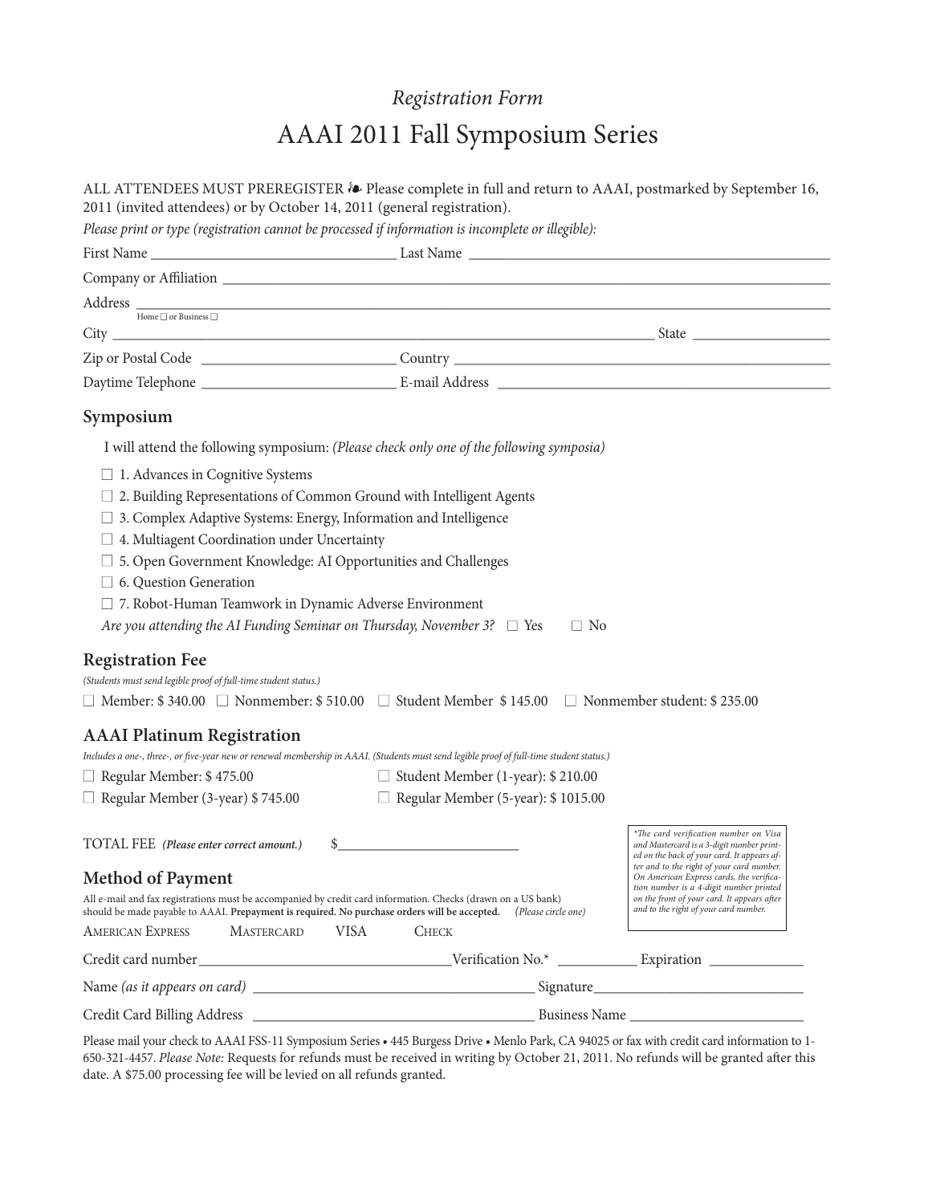*Registration Form*

# AAAI 2011 Fall Symposium Series

ALL ATTENDEES MUST PREREGISTER ❧ Please complete in full and return to AAAI, postmarked by September 16, 2011 (invited attendees) or by October 14, 2011 (general registration).

*Please print or type (registration cannot be processed if information is incomplete or illegible):*

First Name ______________________________ Last Name ______________________________

Company or Affiliation ______________________________

Address ______________________________
Home ☐ or Business ☐

City ______________________________ State ____________

Zip or Postal Code ____________ Country ______________________________

Daytime Telephone ____________ E-mail Address ______________________________

## Symposium

I will attend the following symposium: *(Please check only one of the following symposia)*

☐ 1. Advances in Cognitive Systems
☐ 2. Building Representations of Common Ground with Intelligent Agents
☐ 3. Complex Adaptive Systems: Energy, Information and Intelligence
☐ 4. Multiagent Coordination under Uncertainty
☐ 5. Open Government Knowledge: AI Opportunities and Challenges
☐ 6. Question Generation
☐ 7. Robot-Human Teamwork in Dynamic Adverse Environment

*Are you attending the AI Funding Seminar on Thursday, November 3?* ☐ Yes ☐ No

## Registration Fee

*(Students must send legible proof of full-time student status.)*

☐ Member: $ 340.00 ☐ Nonmember: $ 510.00 ☐ Student Member $ 145.00 ☐ Nonmember student: $ 235.00

## AAAI Platinum Registration

*Includes a one-, three-, or five-year new or renewal membership in AAAI. (Students must send legible proof of full-time student status.)*

☐ Regular Member: $ 475.00 ☐ Student Member (1-year): $ 210.00
☐ Regular Member (3-year) $ 745.00 ☐ Regular Member (5-year): $ 1015.00

TOTAL FEE *(Please enter correct amount.)* $____________

*\*The card verification number on Visa and Mastercard is a 3-digit number printed on the back of your card. It appears after and to the right of your card number. On American Express cards, the verification number is a 4-digit number printed on the front of your card. It appears after and to the right of your card number.*

## Method of Payment

All e-mail and fax registrations must be accompanied by credit card information. Checks (drawn on a US bank) should be made payable to AAAI. **Prepayment is required. No purchase orders will be accepted.** *(Please circle one)*

AMERICAN EXPRESS MASTERCARD VISA CHECK

Credit card number ______________________________ Verification No.* ____________ Expiration ____________

Name *(as it appears on card)* ______________________________ Signature ______________________________

Credit Card Billing Address ______________________________ Business Name ______________________________

Please mail your check to AAAI FSS-11 Symposium Series • 445 Burgess Drive • Menlo Park, CA 94025 or fax with credit card information to 1-650-321-4457. *Please Note:* Requests for refunds must be received in writing by October 21, 2011. No refunds will be granted after this date. A $75.00 processing fee will be levied on all refunds granted.